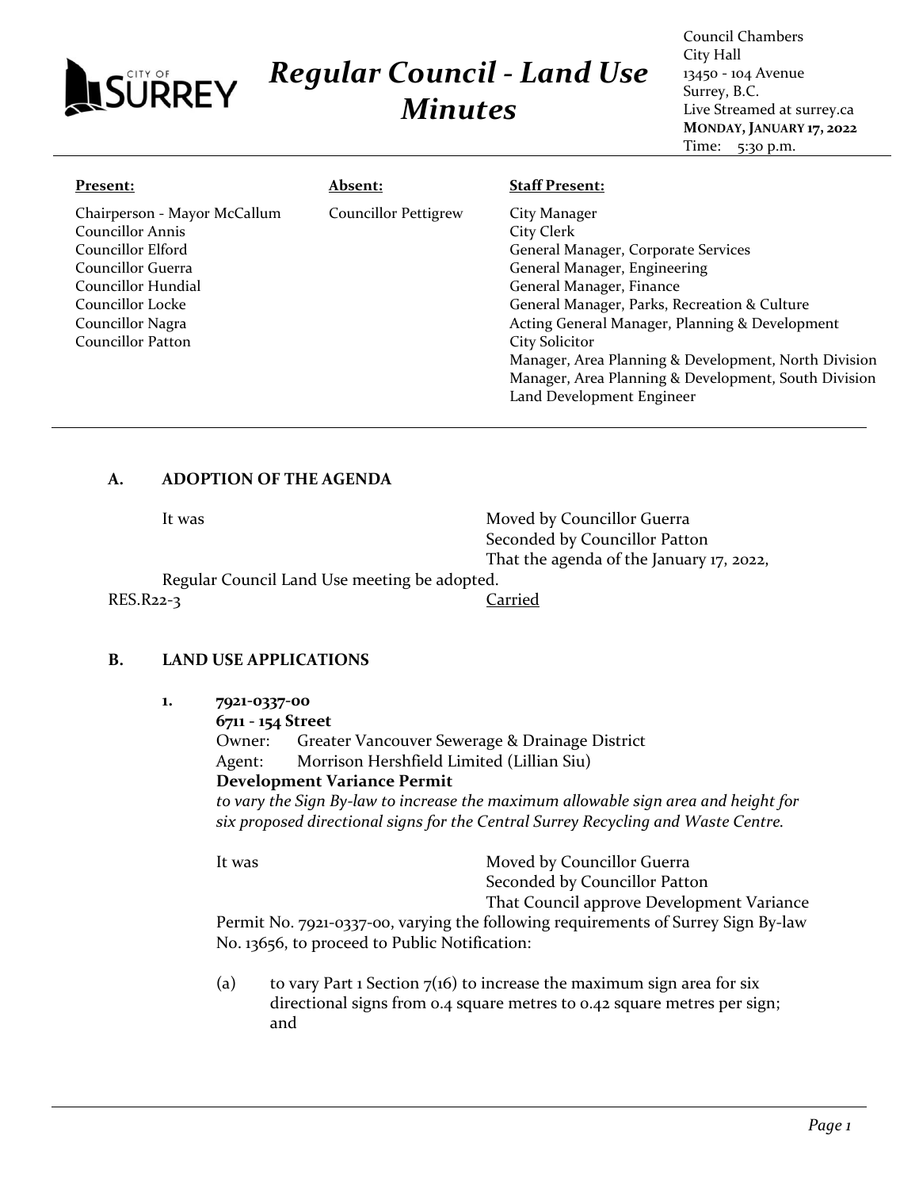# Regular Council - Land Use Minutes

Council Chambers
City Hall
13450 - 104 Avenue
Surrey, B.C.
Live Streamed at surrey.ca
**MONDAY, JANUARY 17, 2022**
Time: 5:30 p.m.

| **Present:** | **Absent:** | **Staff Present:** |
|---|---|---|
| Chairperson - Mayor McCallum | Councillor Pettigrew | City Manager |
| Councillor Annis | | City Clerk |
| Councillor Elford | | General Manager, Corporate Services |
| Councillor Guerra | | General Manager, Engineering |
| Councillor Hundial | | General Manager, Finance |
| Councillor Locke | | General Manager, Parks, Recreation & Culture |
| Councillor Nagra | | Acting General Manager, Planning & Development |
| Councillor Patton | | City Solicitor |
| | | Manager, Area Planning & Development, North Division |
| | | Manager, Area Planning & Development, South Division |
| | | Land Development Engineer |

## A. ADOPTION OF THE AGENDA

It was Moved by Councillor Guerra
Seconded by Councillor Patton
That the agenda of the January 17, 2022, Regular Council Land Use meeting be adopted.

RES.R22-3 Carried

## B. LAND USE APPLICATIONS

**1. 7921-0337-00**
**6711 - 154 Street**
Owner: Greater Vancouver Sewerage & Drainage District
Agent: Morrison Hershfield Limited (Lillian Siu)
**Development Variance Permit**
*to vary the Sign By-law to increase the maximum allowable sign area and height for six proposed directional signs for the Central Surrey Recycling and Waste Centre.*

It was Moved by Councillor Guerra
Seconded by Councillor Patton
That Council approve Development Variance Permit No. 7921-0337-00, varying the following requirements of Surrey Sign By-law No. 13656, to proceed to Public Notification:

(a) to vary Part 1 Section 7(16) to increase the maximum sign area for six directional signs from 0.4 square metres to 0.42 square metres per sign; and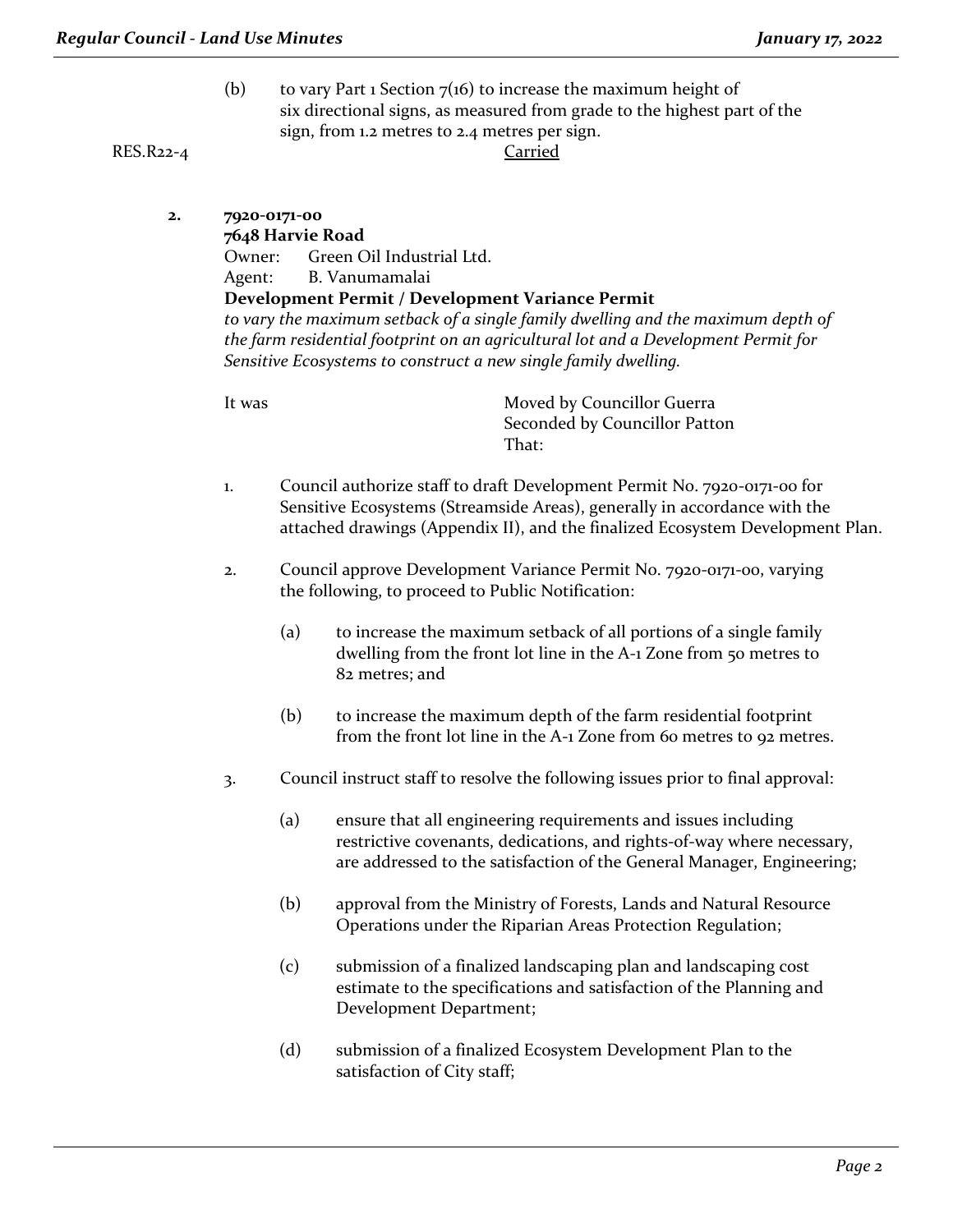(b) to vary Part 1 Section 7(16) to increase the maximum height of six directional signs, as measured from grade to the highest part of the sign, from 1.2 metres to 2.4 metres per sign.

RES.R22-4 Carried

**2. 7920-0171-00**
**7648 Harvie Road**
Owner: Green Oil Industrial Ltd.
Agent: B. Vanumamalai
**Development Permit / Development Variance Permit**
*to vary the maximum setback of a single family dwelling and the maximum depth of the farm residential footprint on an agricultural lot and a Development Permit for Sensitive Ecosystems to construct a new single family dwelling.*

It was Moved by Councillor Guerra
Seconded by Councillor Patton
That:

1. Council authorize staff to draft Development Permit No. 7920-0171-00 for Sensitive Ecosystems (Streamside Areas), generally in accordance with the attached drawings (Appendix II), and the finalized Ecosystem Development Plan.

2. Council approve Development Variance Permit No. 7920-0171-00, varying the following, to proceed to Public Notification:

   (a) to increase the maximum setback of all portions of a single family dwelling from the front lot line in the A-1 Zone from 50 metres to 82 metres; and

   (b) to increase the maximum depth of the farm residential footprint from the front lot line in the A-1 Zone from 60 metres to 92 metres.

3. Council instruct staff to resolve the following issues prior to final approval:

   (a) ensure that all engineering requirements and issues including restrictive covenants, dedications, and rights-of-way where necessary, are addressed to the satisfaction of the General Manager, Engineering;

   (b) approval from the Ministry of Forests, Lands and Natural Resource Operations under the Riparian Areas Protection Regulation;

   (c) submission of a finalized landscaping plan and landscaping cost estimate to the specifications and satisfaction of the Planning and Development Department;

   (d) submission of a finalized Ecosystem Development Plan to the satisfaction of City staff;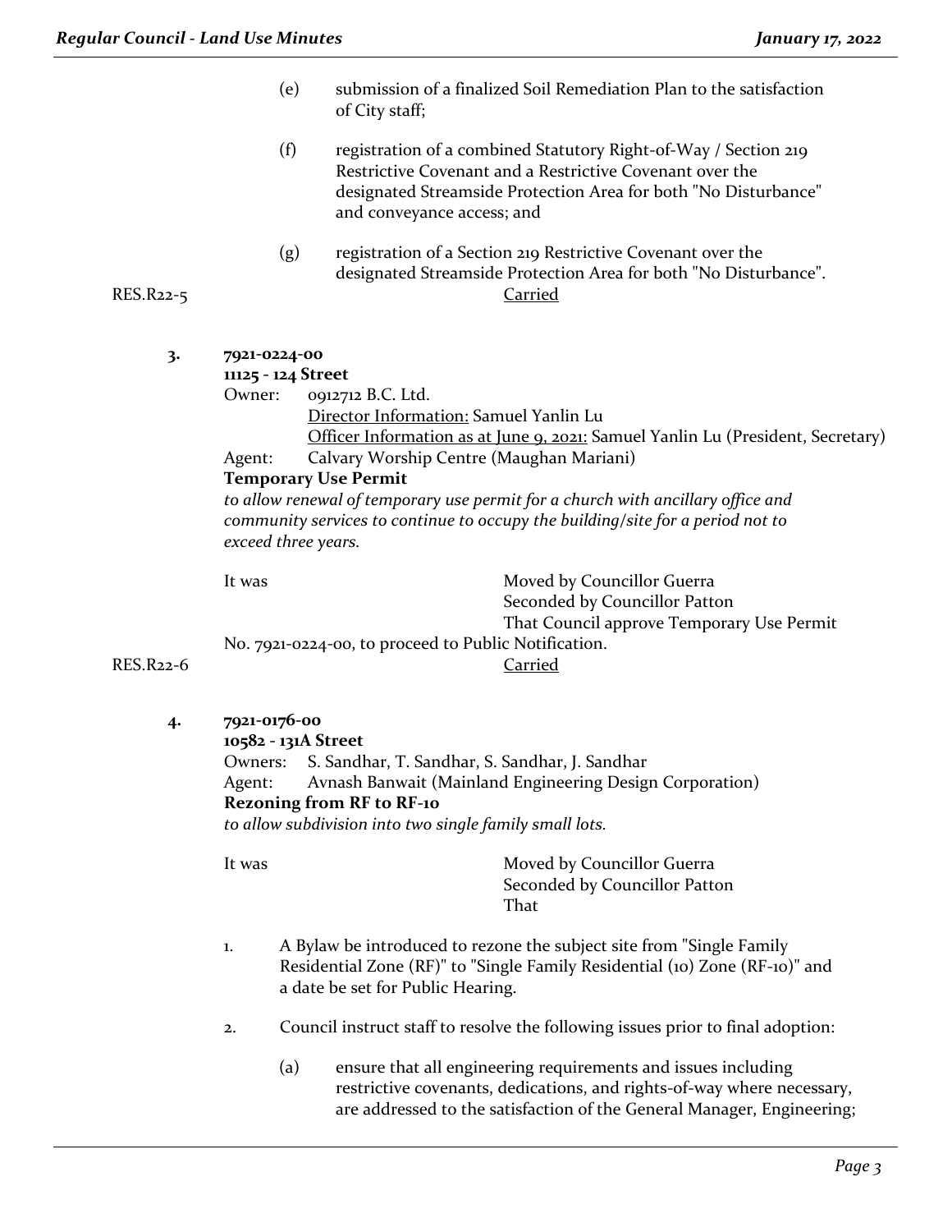(e) submission of a finalized Soil Remediation Plan to the satisfaction of City staff;

(f) registration of a combined Statutory Right-of-Way / Section 219 Restrictive Covenant and a Restrictive Covenant over the designated Streamside Protection Area for both "No Disturbance" and conveyance access; and

(g) registration of a Section 219 Restrictive Covenant over the designated Streamside Protection Area for both "No Disturbance".

RES.R22-5 Carried

**3. 7921-0224-00**
**11125 - 124 Street**

Owner: 0912712 B.C. Ltd.
Director Information: Samuel Yanlin Lu
Officer Information as at June 9, 2021: Samuel Yanlin Lu (President, Secretary)

Agent: Calvary Worship Centre (Maughan Mariani)

**Temporary Use Permit**

*to allow renewal of temporary use permit for a church with ancillary office and community services to continue to occupy the building/site for a period not to exceed three years.*

It was Moved by Councillor Guerra
Seconded by Councillor Patton
That Council approve Temporary Use Permit No. 7921-0224-00, to proceed to Public Notification.

RES.R22-6 Carried

**4. 7921-0176-00**
**10582 - 131A Street**

Owners: S. Sandhar, T. Sandhar, S. Sandhar, J. Sandhar

Agent: Avnash Banwait (Mainland Engineering Design Corporation)

**Rezoning from RF to RF-10**

*to allow subdivision into two single family small lots.*

It was Moved by Councillor Guerra
Seconded by Councillor Patton
That

1. A Bylaw be introduced to rezone the subject site from "Single Family Residential Zone (RF)" to "Single Family Residential (10) Zone (RF-10)" and a date be set for Public Hearing.

2. Council instruct staff to resolve the following issues prior to final adoption:

   (a) ensure that all engineering requirements and issues including restrictive covenants, dedications, and rights-of-way where necessary, are addressed to the satisfaction of the General Manager, Engineering;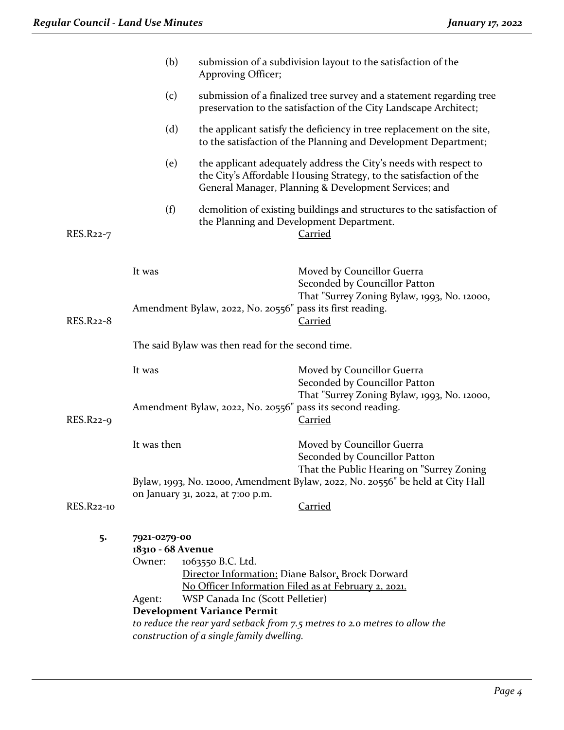(b) submission of a subdivision layout to the satisfaction of the Approving Officer;

(c) submission of a finalized tree survey and a statement regarding tree preservation to the satisfaction of the City Landscape Architect;

(d) the applicant satisfy the deficiency in tree replacement on the site, to the satisfaction of the Planning and Development Department;

(e) the applicant adequately address the City's needs with respect to the City's Affordable Housing Strategy, to the satisfaction of the General Manager, Planning & Development Services; and

(f) demolition of existing buildings and structures to the satisfaction of the Planning and Development Department.

RES.R22-7 Carried

It was Moved by Councillor Guerra
Seconded by Councillor Patton
That "Surrey Zoning Bylaw, 1993, No. 12000, Amendment Bylaw, 2022, No. 20556" pass its first reading.

RES.R22-8 Carried

The said Bylaw was then read for the second time.

It was Moved by Councillor Guerra
Seconded by Councillor Patton
That "Surrey Zoning Bylaw, 1993, No. 12000, Amendment Bylaw, 2022, No. 20556" pass its second reading.

RES.R22-9 Carried

It was then Moved by Councillor Guerra
Seconded by Councillor Patton
That the Public Hearing on "Surrey Zoning Bylaw, 1993, No. 12000, Amendment Bylaw, 2022, No. 20556" be held at City Hall on January 31, 2022, at 7:00 p.m.

RES.R22-10 Carried

**5. 7921-0279-00**
**18310 - 68 Avenue**
Owner: 1063550 B.C. Ltd.
Director Information: Diane Balsor, Brock Dorward
No Officer Information Filed as at February 2, 2021.
Agent: WSP Canada Inc (Scott Pelletier)
**Development Variance Permit**
*to reduce the rear yard setback from 7.5 metres to 2.0 metres to allow the construction of a single family dwelling.*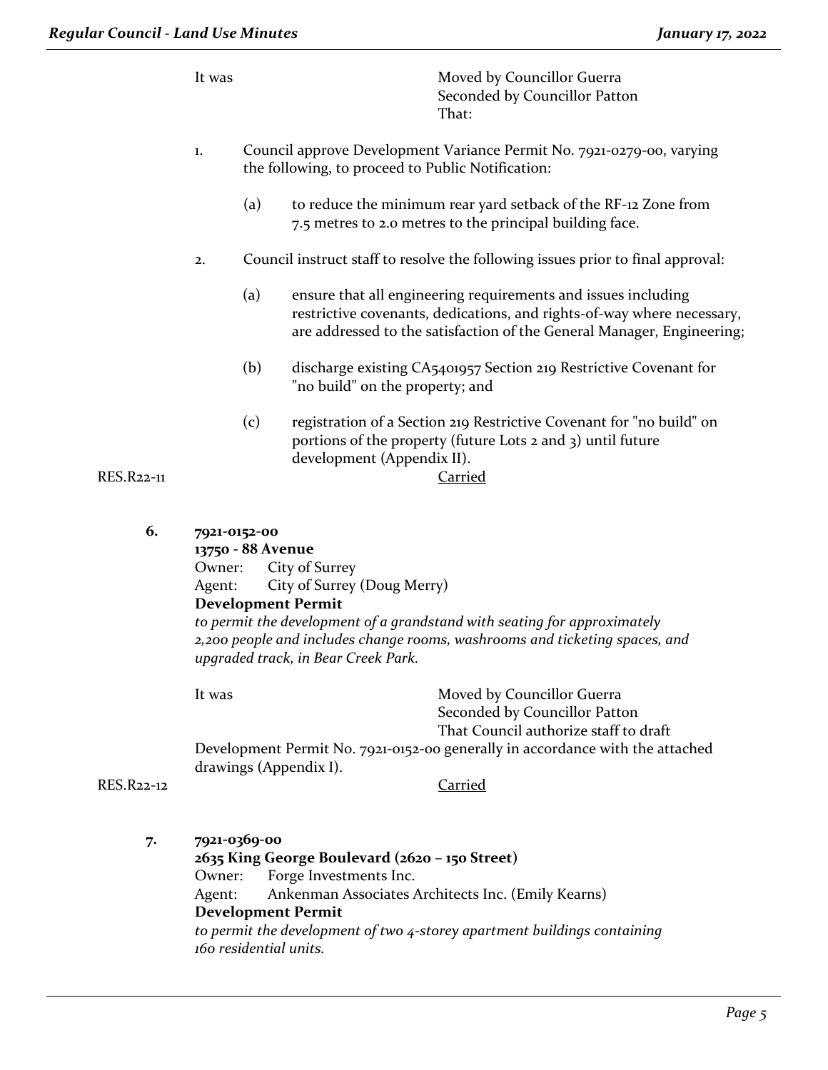It was Moved by Councillor Guerra
Seconded by Councillor Patton
That:

1. Council approve Development Variance Permit No. 7921-0279-00, varying the following, to proceed to Public Notification:

   (a) to reduce the minimum rear yard setback of the RF-12 Zone from 7.5 metres to 2.0 metres to the principal building face.

2. Council instruct staff to resolve the following issues prior to final approval:

   (a) ensure that all engineering requirements and issues including restrictive covenants, dedications, and rights-of-way where necessary, are addressed to the satisfaction of the General Manager, Engineering;

   (b) discharge existing CA5401957 Section 219 Restrictive Covenant for "no build" on the property; and

   (c) registration of a Section 219 Restrictive Covenant for "no build" on portions of the property (future Lots 2 and 3) until future development (Appendix II).

RES.R22-11 Carried

**6. 7921-0152-00**
**13750 - 88 Avenue**
Owner: City of Surrey
Agent: City of Surrey (Doug Merry)
**Development Permit**
*to permit the development of a grandstand with seating for approximately 2,200 people and includes change rooms, washrooms and ticketing spaces, and upgraded track, in Bear Creek Park.*

It was Moved by Councillor Guerra
Seconded by Councillor Patton
That Council authorize staff to draft Development Permit No. 7921-0152-00 generally in accordance with the attached drawings (Appendix I).

RES.R22-12 Carried

**7. 7921-0369-00**
**2635 King George Boulevard (2620 – 150 Street)**
Owner: Forge Investments Inc.
Agent: Ankenman Associates Architects Inc. (Emily Kearns)
**Development Permit**
*to permit the development of two 4-storey apartment buildings containing 160 residential units.*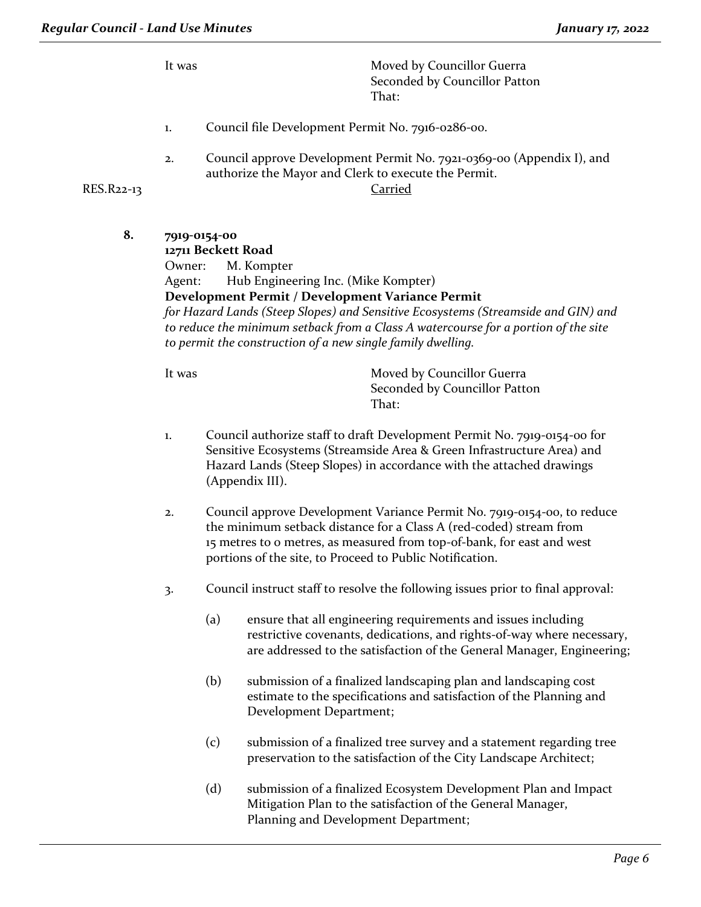It was Moved by Councillor Guerra
Seconded by Councillor Patton
That:

1. Council file Development Permit No. 7916-0286-00.

2. Council approve Development Permit No. 7921-0369-00 (Appendix I), and authorize the Mayor and Clerk to execute the Permit.

RES.R22-13 Carried

**8. 7919-0154-00**
**12711 Beckett Road**
Owner: M. Kompter
Agent: Hub Engineering Inc. (Mike Kompter)
**Development Permit / Development Variance Permit**
*for Hazard Lands (Steep Slopes) and Sensitive Ecosystems (Streamside and GIN) and to reduce the minimum setback from a Class A watercourse for a portion of the site to permit the construction of a new single family dwelling.*

It was Moved by Councillor Guerra
Seconded by Councillor Patton
That:

1. Council authorize staff to draft Development Permit No. 7919-0154-00 for Sensitive Ecosystems (Streamside Area & Green Infrastructure Area) and Hazard Lands (Steep Slopes) in accordance with the attached drawings (Appendix III).

2. Council approve Development Variance Permit No. 7919-0154-00, to reduce the minimum setback distance for a Class A (red-coded) stream from 15 metres to 0 metres, as measured from top-of-bank, for east and west portions of the site, to Proceed to Public Notification.

3. Council instruct staff to resolve the following issues prior to final approval:

   (a) ensure that all engineering requirements and issues including restrictive covenants, dedications, and rights-of-way where necessary, are addressed to the satisfaction of the General Manager, Engineering;

   (b) submission of a finalized landscaping plan and landscaping cost estimate to the specifications and satisfaction of the Planning and Development Department;

   (c) submission of a finalized tree survey and a statement regarding tree preservation to the satisfaction of the City Landscape Architect;

   (d) submission of a finalized Ecosystem Development Plan and Impact Mitigation Plan to the satisfaction of the General Manager, Planning and Development Department;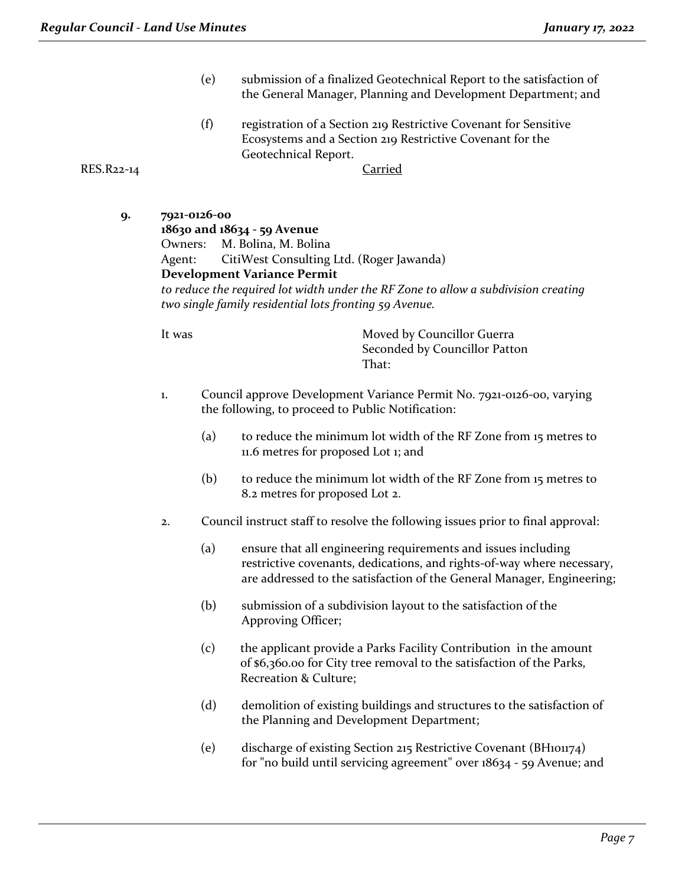(e) submission of a finalized Geotechnical Report to the satisfaction of the General Manager, Planning and Development Department; and

(f) registration of a Section 219 Restrictive Covenant for Sensitive Ecosystems and a Section 219 Restrictive Covenant for the Geotechnical Report.

RES.R22-14 Carried

**9. 7921-0126-00**
**18630 and 18634 - 59 Avenue**
Owners: M. Bolina, M. Bolina
Agent: CitiWest Consulting Ltd. (Roger Jawanda)
**Development Variance Permit**
*to reduce the required lot width under the RF Zone to allow a subdivision creating two single family residential lots fronting 59 Avenue.*

It was

Moved by Councillor Guerra
Seconded by Councillor Patton
That:

1. Council approve Development Variance Permit No. 7921-0126-00, varying the following, to proceed to Public Notification:

   (a) to reduce the minimum lot width of the RF Zone from 15 metres to 11.6 metres for proposed Lot 1; and

   (b) to reduce the minimum lot width of the RF Zone from 15 metres to 8.2 metres for proposed Lot 2.

2. Council instruct staff to resolve the following issues prior to final approval:

   (a) ensure that all engineering requirements and issues including restrictive covenants, dedications, and rights-of-way where necessary, are addressed to the satisfaction of the General Manager, Engineering;

   (b) submission of a subdivision layout to the satisfaction of the Approving Officer;

   (c) the applicant provide a Parks Facility Contribution in the amount of $6,360.00 for City tree removal to the satisfaction of the Parks, Recreation & Culture;

   (d) demolition of existing buildings and structures to the satisfaction of the Planning and Development Department;

   (e) discharge of existing Section 215 Restrictive Covenant (BH101174) for "no build until servicing agreement" over 18634 - 59 Avenue; and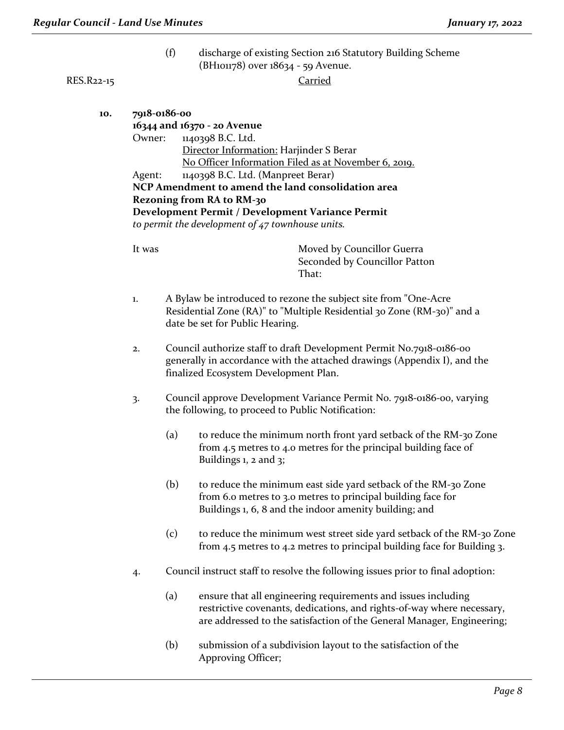(f) discharge of existing Section 216 Statutory Building Scheme (BH101178) over 18634 - 59 Avenue.

RES.R22-15 Carried

**10. 7918-0186-00**
**16344 and 16370 - 20 Avenue**
Owner: 1140398 B.C. Ltd.
Director Information: Harjinder S Berar
No Officer Information Filed as at November 6, 2019.
Agent: 1140398 B.C. Ltd. (Manpreet Berar)
**NCP Amendment to amend the land consolidation area**
**Rezoning from RA to RM-30**
**Development Permit / Development Variance Permit**
*to permit the development of 47 townhouse units.*

It was

Moved by Councillor Guerra
Seconded by Councillor Patton
That:

1. A Bylaw be introduced to rezone the subject site from "One-Acre Residential Zone (RA)" to "Multiple Residential 30 Zone (RM-30)" and a date be set for Public Hearing.

2. Council authorize staff to draft Development Permit No.7918-0186-00 generally in accordance with the attached drawings (Appendix I), and the finalized Ecosystem Development Plan.

3. Council approve Development Variance Permit No. 7918-0186-00, varying the following, to proceed to Public Notification:

   (a) to reduce the minimum north front yard setback of the RM-30 Zone from 4.5 metres to 4.0 metres for the principal building face of Buildings 1, 2 and 3;

   (b) to reduce the minimum east side yard setback of the RM-30 Zone from 6.0 metres to 3.0 metres to principal building face for Buildings 1, 6, 8 and the indoor amenity building; and

   (c) to reduce the minimum west street side yard setback of the RM-30 Zone from 4.5 metres to 4.2 metres to principal building face for Building 3.

4. Council instruct staff to resolve the following issues prior to final adoption:

   (a) ensure that all engineering requirements and issues including restrictive covenants, dedications, and rights-of-way where necessary, are addressed to the satisfaction of the General Manager, Engineering;

   (b) submission of a subdivision layout to the satisfaction of the Approving Officer;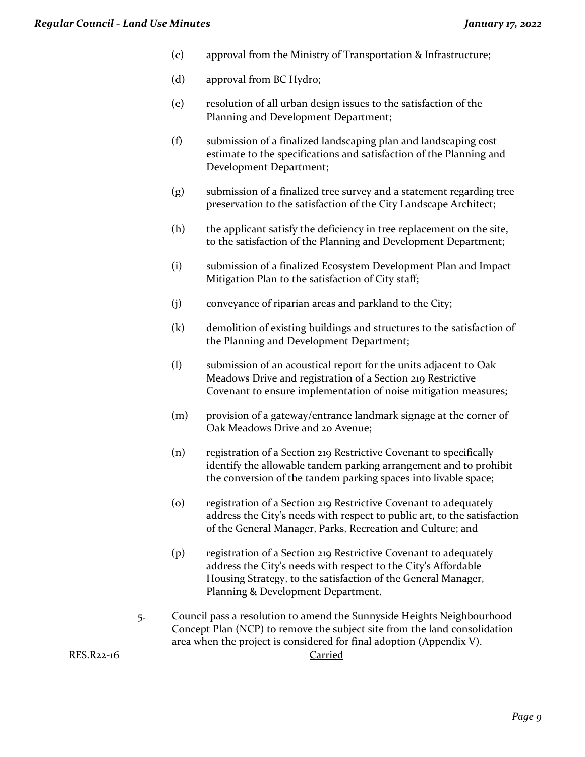(c) approval from the Ministry of Transportation & Infrastructure;

(d) approval from BC Hydro;

(e) resolution of all urban design issues to the satisfaction of the Planning and Development Department;

(f) submission of a finalized landscaping plan and landscaping cost estimate to the specifications and satisfaction of the Planning and Development Department;

(g) submission of a finalized tree survey and a statement regarding tree preservation to the satisfaction of the City Landscape Architect;

(h) the applicant satisfy the deficiency in tree replacement on the site, to the satisfaction of the Planning and Development Department;

(i) submission of a finalized Ecosystem Development Plan and Impact Mitigation Plan to the satisfaction of City staff;

(j) conveyance of riparian areas and parkland to the City;

(k) demolition of existing buildings and structures to the satisfaction of the Planning and Development Department;

(l) submission of an acoustical report for the units adjacent to Oak Meadows Drive and registration of a Section 219 Restrictive Covenant to ensure implementation of noise mitigation measures;

(m) provision of a gateway/entrance landmark signage at the corner of Oak Meadows Drive and 20 Avenue;

(n) registration of a Section 219 Restrictive Covenant to specifically identify the allowable tandem parking arrangement and to prohibit the conversion of the tandem parking spaces into livable space;

(o) registration of a Section 219 Restrictive Covenant to adequately address the City's needs with respect to public art, to the satisfaction of the General Manager, Parks, Recreation and Culture; and

(p) registration of a Section 219 Restrictive Covenant to adequately address the City's needs with respect to the City's Affordable Housing Strategy, to the satisfaction of the General Manager, Planning & Development Department.

5. Council pass a resolution to amend the Sunnyside Heights Neighbourhood Concept Plan (NCP) to remove the subject site from the land consolidation area when the project is considered for final adoption (Appendix V).

RES.R22-16 Carried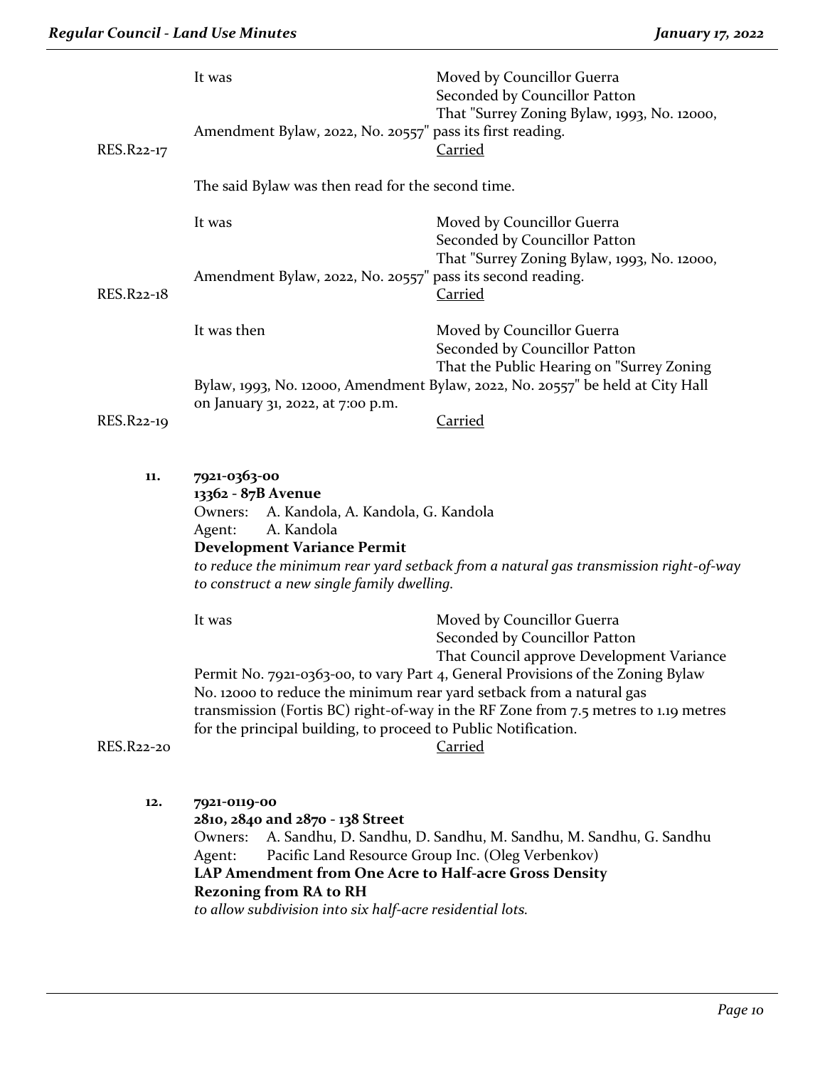It was Moved by Councillor Guerra
Seconded by Councillor Patton
That "Surrey Zoning Bylaw, 1993, No. 12000, Amendment Bylaw, 2022, No. 20557" pass its first reading.

RES.R22-17 Carried

The said Bylaw was then read for the second time.

It was Moved by Councillor Guerra
Seconded by Councillor Patton
That "Surrey Zoning Bylaw, 1993, No. 12000, Amendment Bylaw, 2022, No. 20557" pass its second reading.

RES.R22-18 Carried

It was then Moved by Councillor Guerra
Seconded by Councillor Patton
That the Public Hearing on "Surrey Zoning Bylaw, 1993, No. 12000, Amendment Bylaw, 2022, No. 20557" be held at City Hall on January 31, 2022, at 7:00 p.m.

RES.R22-19 Carried

**11. 7921-0363-00**
**13362 - 87B Avenue**
Owners: A. Kandola, A. Kandola, G. Kandola
Agent: A. Kandola
**Development Variance Permit**
*to reduce the minimum rear yard setback from a natural gas transmission right-of-way to construct a new single family dwelling.*

It was Moved by Councillor Guerra
Seconded by Councillor Patton
That Council approve Development Variance Permit No. 7921-0363-00, to vary Part 4, General Provisions of the Zoning Bylaw No. 12000 to reduce the minimum rear yard setback from a natural gas transmission (Fortis BC) right-of-way in the RF Zone from 7.5 metres to 1.19 metres for the principal building, to proceed to Public Notification.

RES.R22-20 Carried

**12. 7921-0119-00**
**2810, 2840 and 2870 - 138 Street**
Owners: A. Sandhu, D. Sandhu, D. Sandhu, M. Sandhu, M. Sandhu, G. Sandhu
Agent: Pacific Land Resource Group Inc. (Oleg Verbenkov)
**LAP Amendment from One Acre to Half-acre Gross Density**
**Rezoning from RA to RH**
*to allow subdivision into six half-acre residential lots.*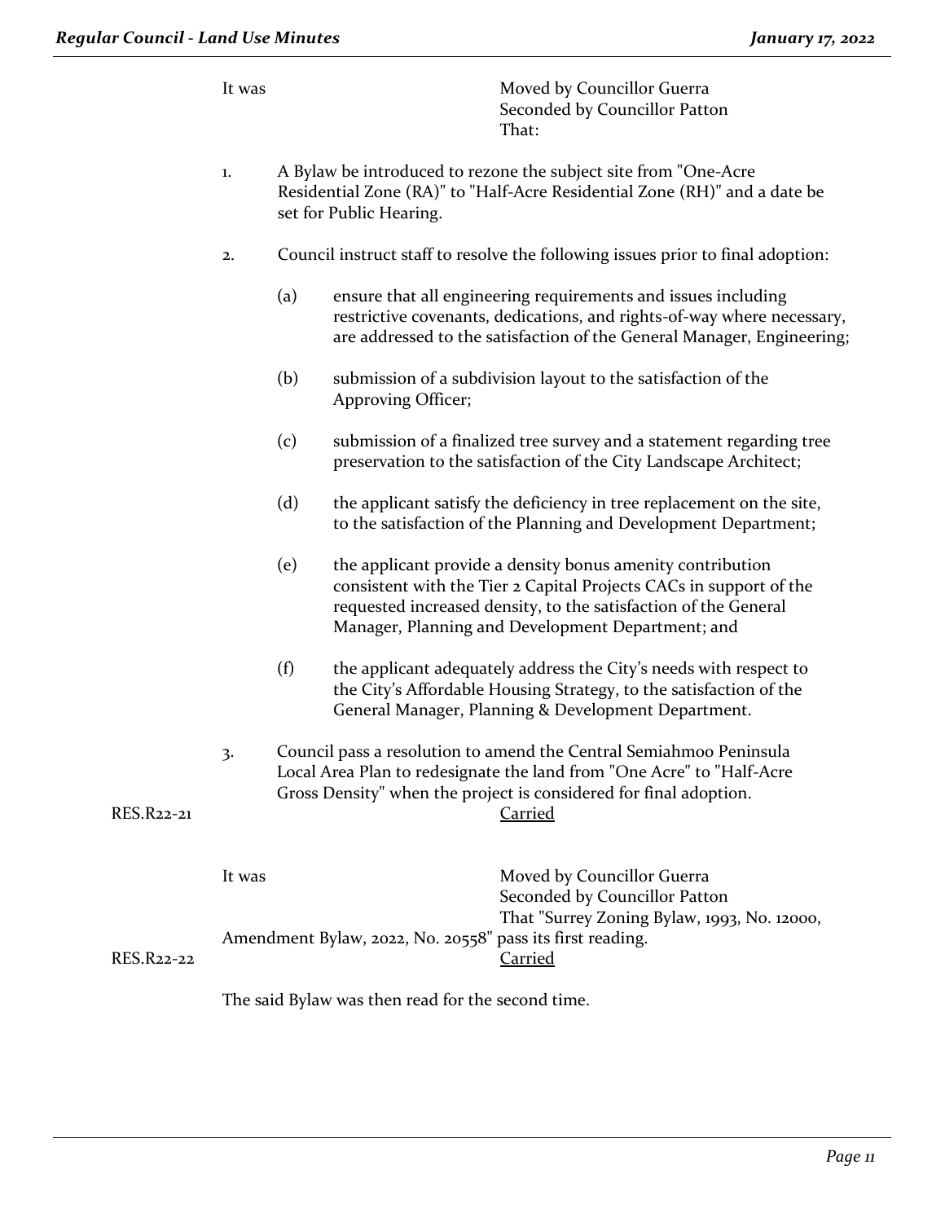It was

Moved by Councillor Guerra
Seconded by Councillor Patton
That:

1. A Bylaw be introduced to rezone the subject site from "One-Acre Residential Zone (RA)" to "Half-Acre Residential Zone (RH)" and a date be set for Public Hearing.

2. Council instruct staff to resolve the following issues prior to final adoption:

   (a) ensure that all engineering requirements and issues including restrictive covenants, dedications, and rights-of-way where necessary, are addressed to the satisfaction of the General Manager, Engineering;

   (b) submission of a subdivision layout to the satisfaction of the Approving Officer;

   (c) submission of a finalized tree survey and a statement regarding tree preservation to the satisfaction of the City Landscape Architect;

   (d) the applicant satisfy the deficiency in tree replacement on the site, to the satisfaction of the Planning and Development Department;

   (e) the applicant provide a density bonus amenity contribution consistent with the Tier 2 Capital Projects CACs in support of the requested increased density, to the satisfaction of the General Manager, Planning and Development Department; and

   (f) the applicant adequately address the City's needs with respect to the City's Affordable Housing Strategy, to the satisfaction of the General Manager, Planning & Development Department.

3. Council pass a resolution to amend the Central Semiahmoo Peninsula Local Area Plan to redesignate the land from "One Acre" to "Half-Acre Gross Density" when the project is considered for final adoption.

RES.R22-21 Carried

It was

Moved by Councillor Guerra
Seconded by Councillor Patton
That "Surrey Zoning Bylaw, 1993, No. 12000, Amendment Bylaw, 2022, No. 20558" pass its first reading.

RES.R22-22 Carried

The said Bylaw was then read for the second time.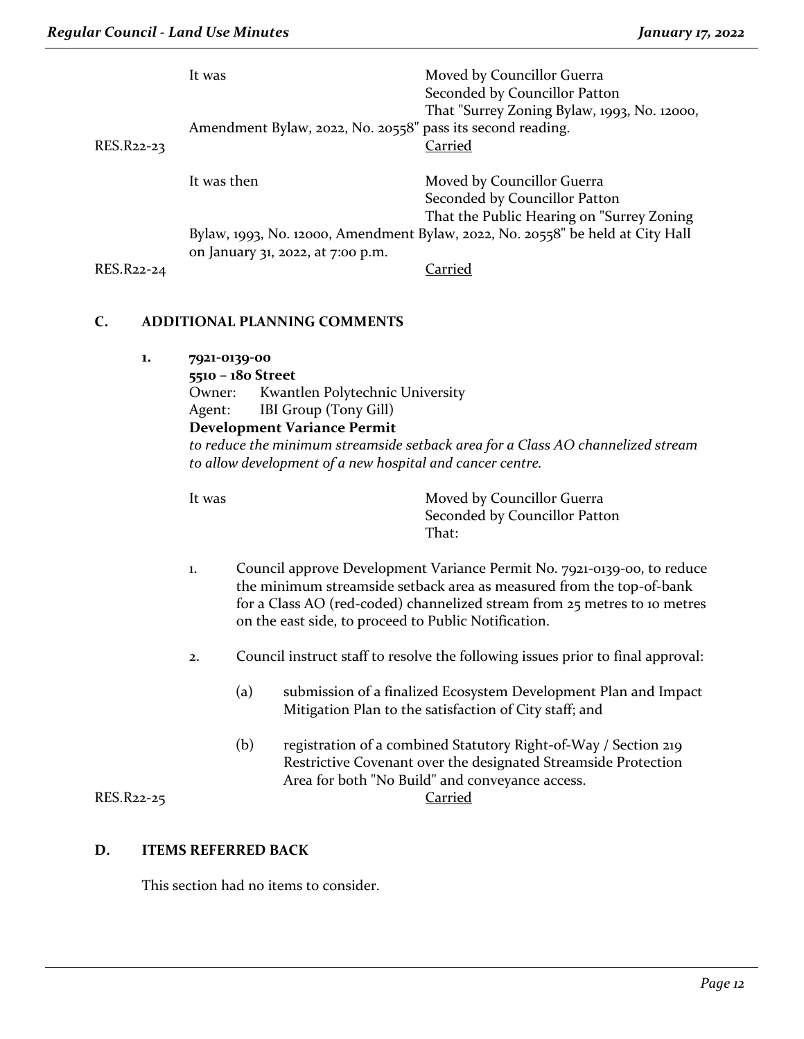It was Moved by Councillor Guerra
Seconded by Councillor Patton
That "Surrey Zoning Bylaw, 1993, No. 12000, Amendment Bylaw, 2022, No. 20558" pass its second reading.

RES.R22-23 Carried

It was then Moved by Councillor Guerra
Seconded by Councillor Patton
That the Public Hearing on "Surrey Zoning Bylaw, 1993, No. 12000, Amendment Bylaw, 2022, No. 20558" be held at City Hall on January 31, 2022, at 7:00 p.m.

RES.R22-24 Carried

## C. ADDITIONAL PLANNING COMMENTS

**1. 7921-0139-00**
**5510 – 180 Street**
Owner: Kwantlen Polytechnic University
Agent: IBI Group (Tony Gill)
**Development Variance Permit**
*to reduce the minimum streamside setback area for a Class AO channelized stream to allow development of a new hospital and cancer centre.*

It was Moved by Councillor Guerra
Seconded by Councillor Patton
That:

1. Council approve Development Variance Permit No. 7921-0139-00, to reduce the minimum streamside setback area as measured from the top-of-bank for a Class AO (red-coded) channelized stream from 25 metres to 10 metres on the east side, to proceed to Public Notification.

2. Council instruct staff to resolve the following issues prior to final approval:

   (a) submission of a finalized Ecosystem Development Plan and Impact Mitigation Plan to the satisfaction of City staff; and

   (b) registration of a combined Statutory Right-of-Way / Section 219 Restrictive Covenant over the designated Streamside Protection Area for both "No Build" and conveyance access.

RES.R22-25 Carried

## D. ITEMS REFERRED BACK

This section had no items to consider.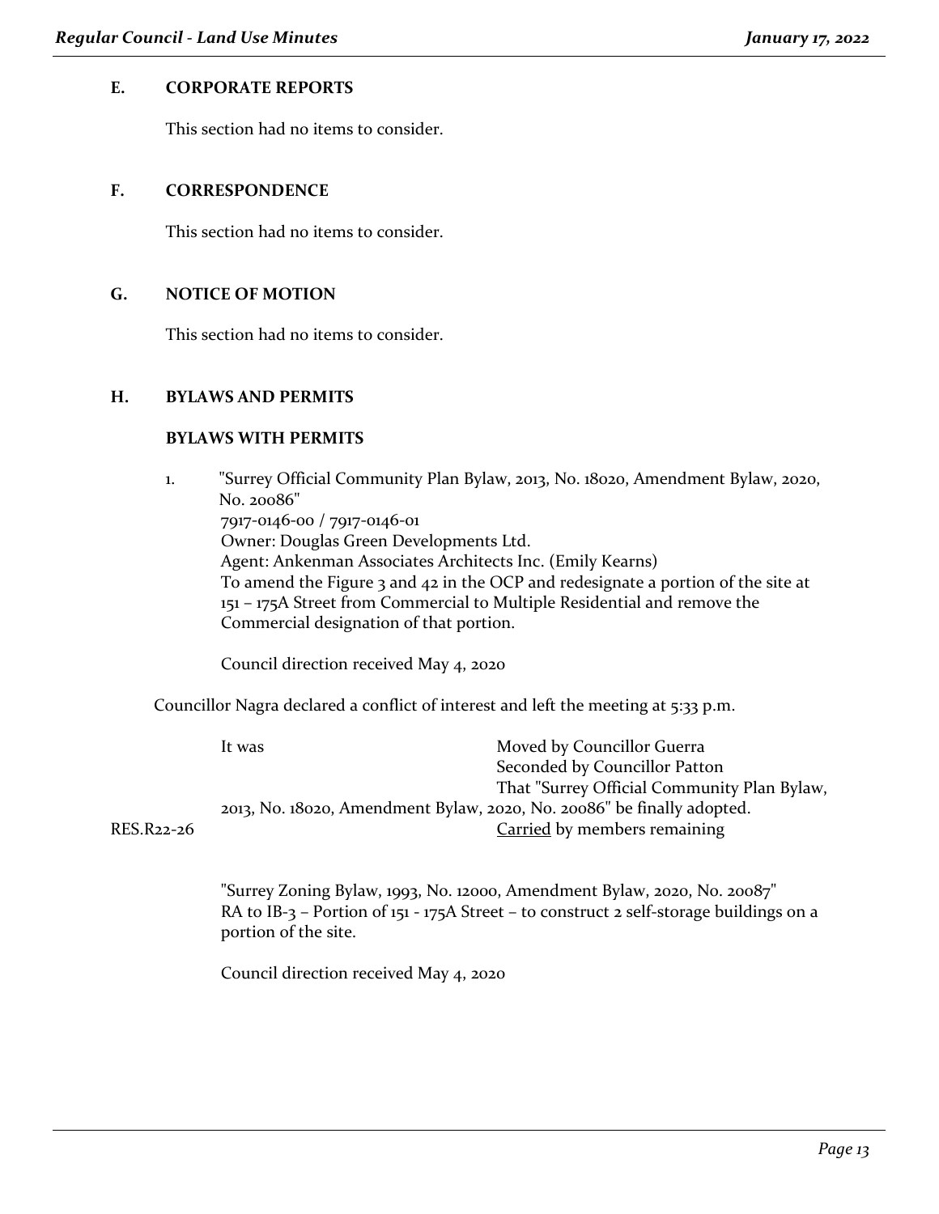## E. CORPORATE REPORTS

This section had no items to consider.

## F. CORRESPONDENCE

This section had no items to consider.

## G. NOTICE OF MOTION

This section had no items to consider.

## H. BYLAWS AND PERMITS

### BYLAWS WITH PERMITS

1. "Surrey Official Community Plan Bylaw, 2013, No. 18020, Amendment Bylaw, 2020, No. 20086"
   7917-0146-00 / 7917-0146-01
   Owner: Douglas Green Developments Ltd.
   Agent: Ankenman Associates Architects Inc. (Emily Kearns)
   To amend the Figure 3 and 42 in the OCP and redesignate a portion of the site at 151 – 175A Street from Commercial to Multiple Residential and remove the Commercial designation of that portion.

   Council direction received May 4, 2020

Councillor Nagra declared a conflict of interest and left the meeting at 5:33 p.m.

It was Moved by Councillor Guerra
Seconded by Councillor Patton
That "Surrey Official Community Plan Bylaw, 2013, No. 18020, Amendment Bylaw, 2020, No. 20086" be finally adopted.

RES.R22-26 Carried by members remaining

"Surrey Zoning Bylaw, 1993, No. 12000, Amendment Bylaw, 2020, No. 20087"
RA to IB-3 – Portion of 151 - 175A Street – to construct 2 self-storage buildings on a portion of the site.

Council direction received May 4, 2020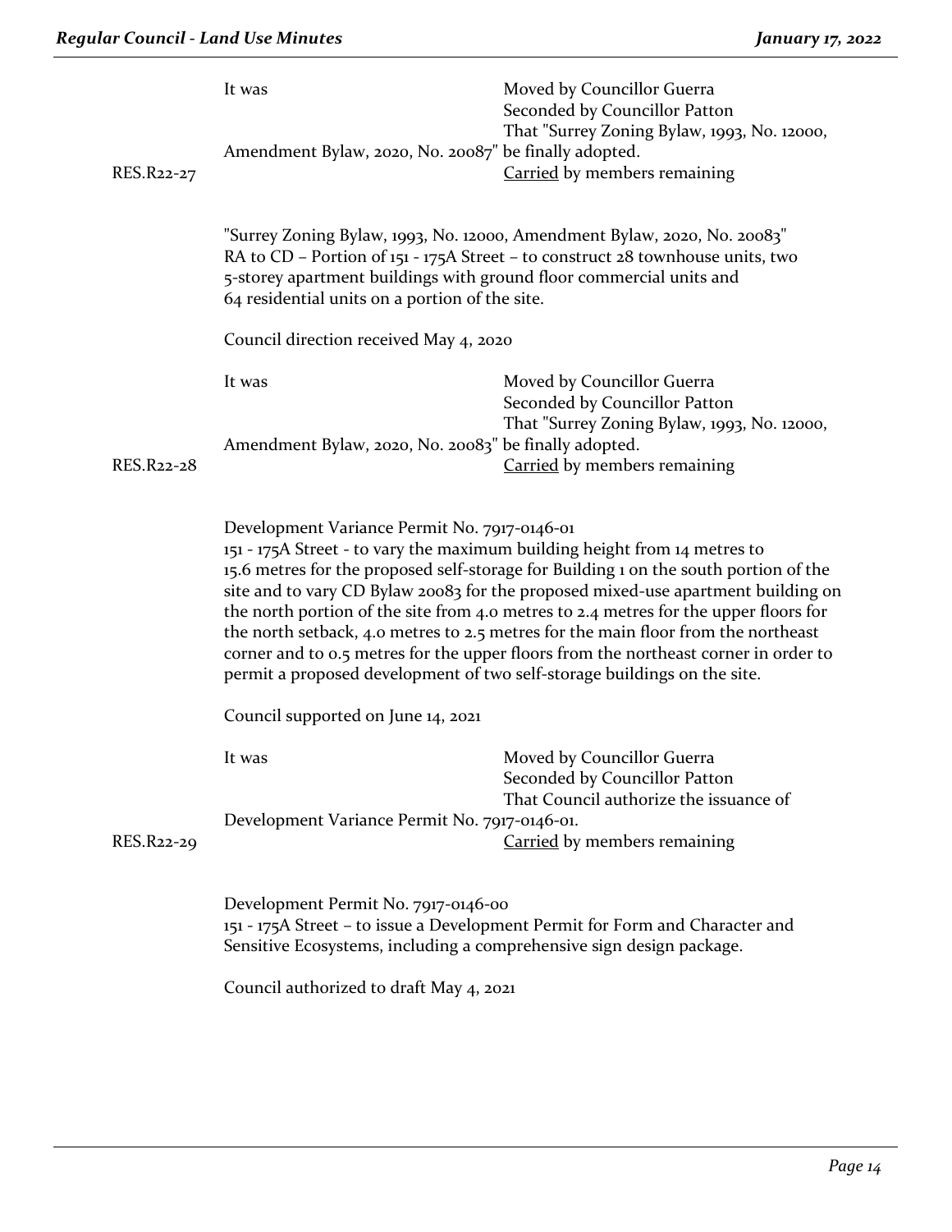It was

Moved by Councillor Guerra
Seconded by Councillor Patton
That "Surrey Zoning Bylaw, 1993, No. 12000, Amendment Bylaw, 2020, No. 20087" be finally adopted.

RES.R22-27 Carried by members remaining

"Surrey Zoning Bylaw, 1993, No. 12000, Amendment Bylaw, 2020, No. 20083"
RA to CD – Portion of 151 - 175A Street – to construct 28 townhouse units, two 5-storey apartment buildings with ground floor commercial units and 64 residential units on a portion of the site.

Council direction received May 4, 2020

It was

Moved by Councillor Guerra
Seconded by Councillor Patton
That "Surrey Zoning Bylaw, 1993, No. 12000, Amendment Bylaw, 2020, No. 20083" be finally adopted.

RES.R22-28 Carried by members remaining

Development Variance Permit No. 7917-0146-01
151 - 175A Street - to vary the maximum building height from 14 metres to 15.6 metres for the proposed self-storage for Building 1 on the south portion of the site and to vary CD Bylaw 20083 for the proposed mixed-use apartment building on the north portion of the site from 4.0 metres to 2.4 metres for the upper floors for the north setback, 4.0 metres to 2.5 metres for the main floor from the northeast corner and to 0.5 metres for the upper floors from the northeast corner in order to permit a proposed development of two self-storage buildings on the site.

Council supported on June 14, 2021

It was

Moved by Councillor Guerra
Seconded by Councillor Patton
That Council authorize the issuance of Development Variance Permit No. 7917-0146-01.

RES.R22-29 Carried by members remaining

Development Permit No. 7917-0146-00
151 - 175A Street – to issue a Development Permit for Form and Character and Sensitive Ecosystems, including a comprehensive sign design package.

Council authorized to draft May 4, 2021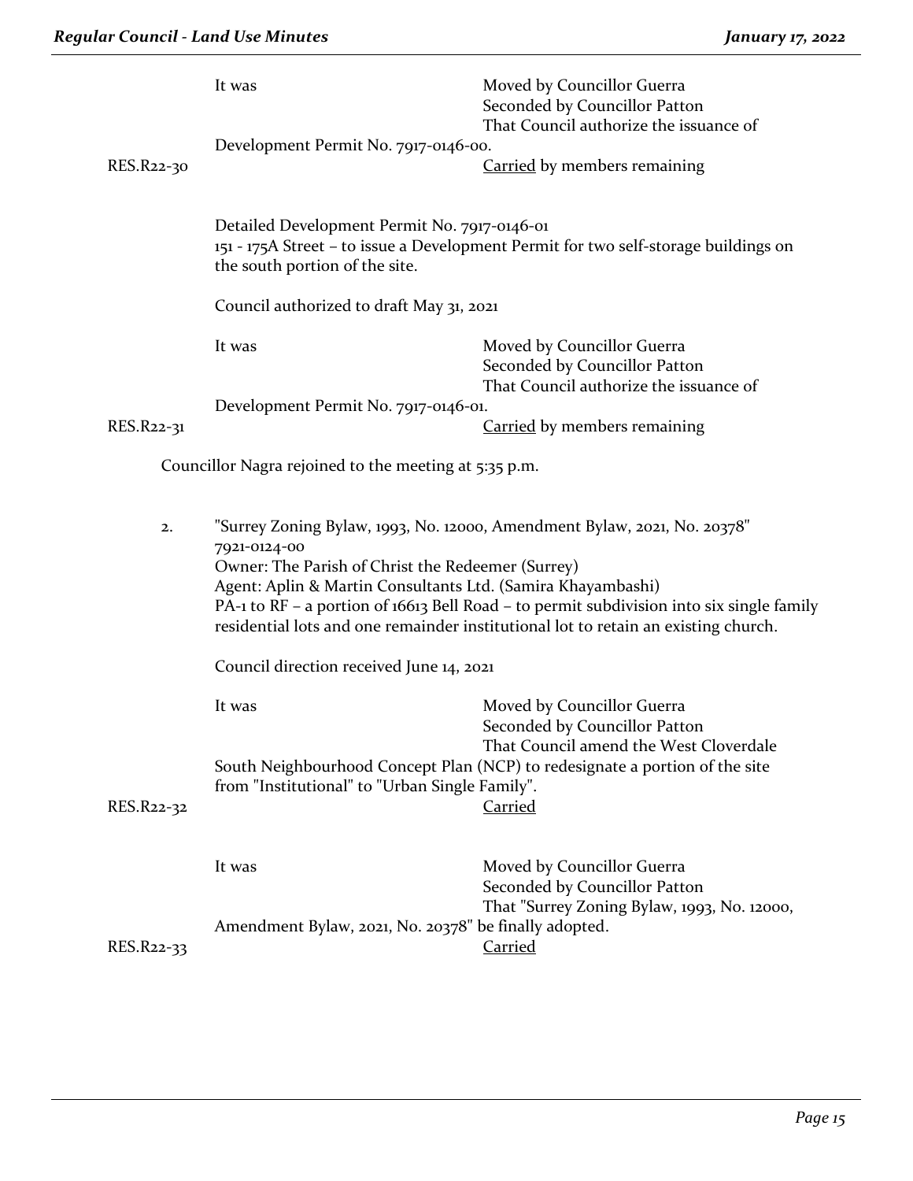It was Moved by Councillor Guerra
Seconded by Councillor Patton
That Council authorize the issuance of Development Permit No. 7917-0146-00.

RES.R22-30 Carried by members remaining

Detailed Development Permit No. 7917-0146-01
151 - 175A Street – to issue a Development Permit for two self-storage buildings on the south portion of the site.

Council authorized to draft May 31, 2021

It was Moved by Councillor Guerra
Seconded by Councillor Patton
That Council authorize the issuance of Development Permit No. 7917-0146-01.

RES.R22-31 Carried by members remaining

Councillor Nagra rejoined to the meeting at 5:35 p.m.

2. "Surrey Zoning Bylaw, 1993, No. 12000, Amendment Bylaw, 2021, No. 20378"
7921-0124-00
Owner: The Parish of Christ the Redeemer (Surrey)
Agent: Aplin & Martin Consultants Ltd. (Samira Khayambashi)
PA-1 to RF – a portion of 16613 Bell Road – to permit subdivision into six single family residential lots and one remainder institutional lot to retain an existing church.

Council direction received June 14, 2021

It was Moved by Councillor Guerra
Seconded by Councillor Patton
That Council amend the West Cloverdale South Neighbourhood Concept Plan (NCP) to redesignate a portion of the site from "Institutional" to "Urban Single Family".

RES.R22-32 Carried

It was Moved by Councillor Guerra
Seconded by Councillor Patton
That "Surrey Zoning Bylaw, 1993, No. 12000, Amendment Bylaw, 2021, No. 20378" be finally adopted.

RES.R22-33 Carried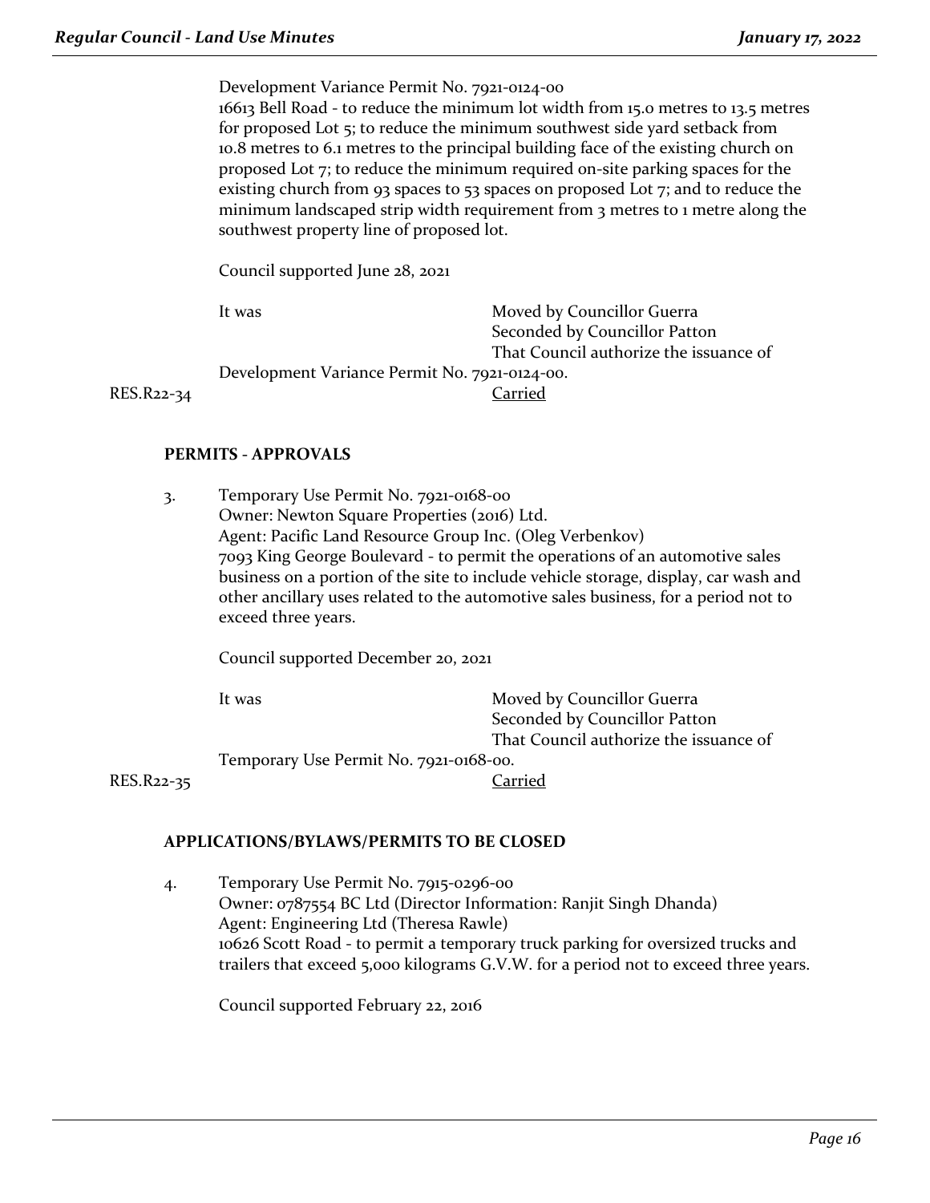Development Variance Permit No. 7921-0124-00
16613 Bell Road - to reduce the minimum lot width from 15.0 metres to 13.5 metres for proposed Lot 5; to reduce the minimum southwest side yard setback from 10.8 metres to 6.1 metres to the principal building face of the existing church on proposed Lot 7; to reduce the minimum required on-site parking spaces for the existing church from 93 spaces to 53 spaces on proposed Lot 7; and to reduce the minimum landscaped strip width requirement from 3 metres to 1 metre along the southwest property line of proposed lot.

Council supported June 28, 2021

It was Moved by Councillor Guerra
Seconded by Councillor Patton
That Council authorize the issuance of Development Variance Permit No. 7921-0124-00.

RES.R22-34 Carried

**PERMITS - APPROVALS**

3. Temporary Use Permit No. 7921-0168-00
Owner: Newton Square Properties (2016) Ltd.
Agent: Pacific Land Resource Group Inc. (Oleg Verbenkov)
7093 King George Boulevard - to permit the operations of an automotive sales business on a portion of the site to include vehicle storage, display, car wash and other ancillary uses related to the automotive sales business, for a period not to exceed three years.

Council supported December 20, 2021

It was Moved by Councillor Guerra
Seconded by Councillor Patton
That Council authorize the issuance of Temporary Use Permit No. 7921-0168-00.

RES.R22-35 Carried

**APPLICATIONS/BYLAWS/PERMITS TO BE CLOSED**

4. Temporary Use Permit No. 7915-0296-00
Owner: 0787554 BC Ltd (Director Information: Ranjit Singh Dhanda)
Agent: Engineering Ltd (Theresa Rawle)
10626 Scott Road - to permit a temporary truck parking for oversized trucks and trailers that exceed 5,000 kilograms G.V.W. for a period not to exceed three years.

Council supported February 22, 2016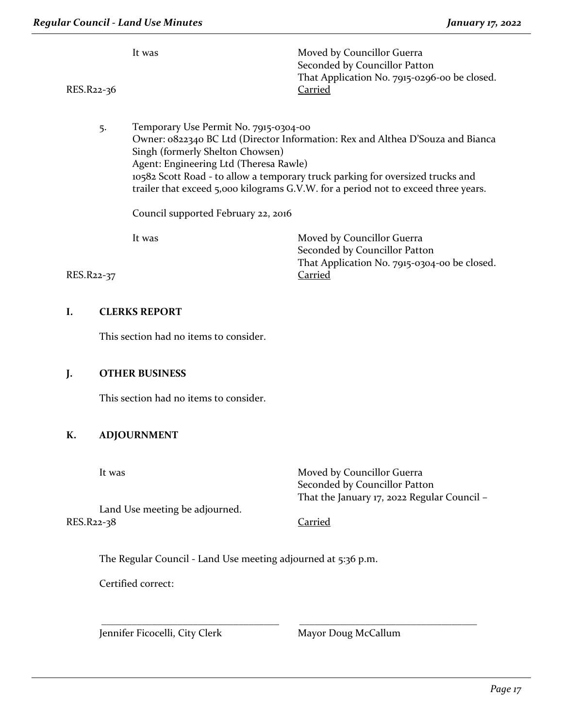It was

Moved by Councillor Guerra
Seconded by Councillor Patton
That Application No. 7915-0296-00 be closed.

RES.R22-36 Carried

5. Temporary Use Permit No. 7915-0304-00
Owner: 0822340 BC Ltd (Director Information: Rex and Althea D'Souza and Bianca Singh (formerly Shelton Chowsen)
Agent: Engineering Ltd (Theresa Rawle)
10582 Scott Road - to allow a temporary truck parking for oversized trucks and trailer that exceed 5,000 kilograms G.V.W. for a period not to exceed three years.

Council supported February 22, 2016

It was

Moved by Councillor Guerra
Seconded by Councillor Patton
That Application No. 7915-0304-00 be closed.

RES.R22-37 Carried

## I. CLERKS REPORT

This section had no items to consider.

## J. OTHER BUSINESS

This section had no items to consider.

## K. ADJOURNMENT

It was

Moved by Councillor Guerra
Seconded by Councillor Patton
That the January 17, 2022 Regular Council – Land Use meeting be adjourned.

RES.R22-38 Carried

The Regular Council - Land Use meeting adjourned at 5:36 p.m.

Certified correct:

\_\_\_\_\_\_\_\_\_\_\_\_\_\_\_\_\_\_\_\_\_\_\_\_\_\_\_\_\_\_\_\_\_\_\_
Jennifer Ficocelli, City Clerk

\_\_\_\_\_\_\_\_\_\_\_\_\_\_\_\_\_\_\_\_\_\_\_\_\_\_\_\_\_\_\_\_\_\_\_
Mayor Doug McCallum